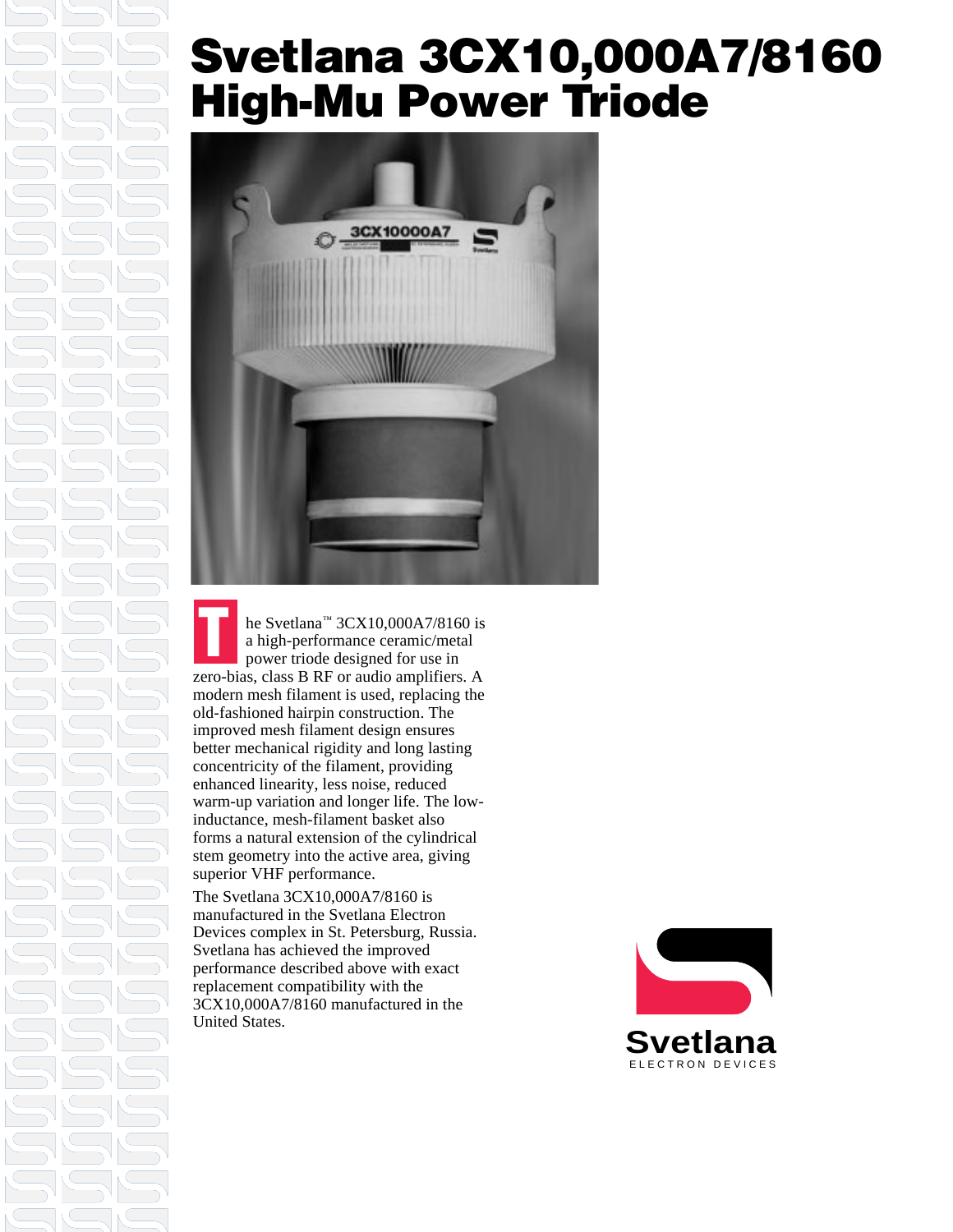# Svetlana 3CX10,000A7/8160 High-Mu Power Triode

The Svetlana™ 3CX10,000A7/8160 is a high-performance ceramic/metal power triode designed for use in zero-bias, class B RF or audio amplifiers. A modern mesh filament is used, replacing the old-fashioned hairpin construction. The improved mesh filament design ensures better mechanical rigidity and long lasting concentricity of the filament, providing enhanced linearity, less noise, reduced warm-up variation and longer life. The low-inductance, mesh-filament basket also forms a natural extension of the cylindrical stem geometry into the active area, giving superior VHF performance.

The Svetlana 3CX10,000A7/8160 is manufactured in the Svetlana Electron Devices complex in St. Petersburg, Russia. Svetlana has achieved the improved performance described above with exact replacement compatibility with the 3CX10,000A7/8160 manufactured in the United States.

Svetlana
ELECTRON DEVICES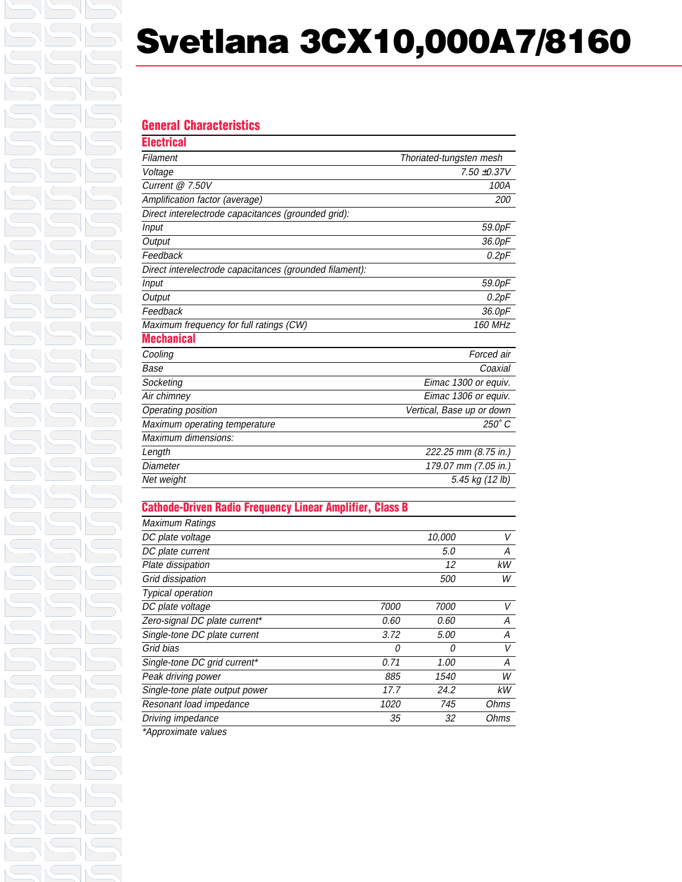# Svetlana 3CX10,000A7/8160

## General Characteristics

### Electrical

| | |
|---|---|
| Filament | Thoriated-tungsten mesh |
| Voltage | 7.50 ±0.37V |
| Current @ 7.50V | 100A |
| Amplification factor (average) | 200 |
| Direct interelectrode capacitances (grounded grid): | |
| Input | 59.0pF |
| Output | 36.0pF |
| Feedback | 0.2pF |
| Direct interelectrode capacitances (grounded filament): | |
| Input | 59.0pF |
| Output | 0.2pF |
| Feedback | 36.0pF |
| Maximum frequency for full ratings (CW) | 160 MHz |

### Mechanical

| | |
|---|---|
| Cooling | Forced air |
| Base | Coaxial |
| Socketing | Eimac 1300 or equiv. |
| Air chimney | Eimac 1306 or equiv. |
| Operating position | Vertical, Base up or down |
| Maximum operating temperature | 250˚ C |
| Maximum dimensions: | |
| Length | 222.25 mm (8.75 in.) |
| Diameter | 179.07 mm (7.05 in.) |
| Net weight | 5.45 kg (12 lb) |

## Cathode-Driven Radio Frequency Linear Amplifier, Class B

| | | | |
|---|---|---|---|
| Maximum Ratings | | | |
| DC plate voltage | | 10,000 | V |
| DC plate current | | 5.0 | A |
| Plate dissipation | | 12 | kW |
| Grid dissipation | | 500 | W |
| Typical operation | | | |
| DC plate voltage | 7000 | 7000 | V |
| Zero-signal DC plate current* | 0.60 | 0.60 | A |
| Single-tone DC plate current | 3.72 | 5.00 | A |
| Grid bias | 0 | 0 | V |
| Single-tone DC grid current* | 0.71 | 1.00 | A |
| Peak driving power | 885 | 1540 | W |
| Single-tone plate output power | 17.7 | 24.2 | kW |
| Resonant load impedance | 1020 | 745 | Ohms |
| Driving impedance | 35 | 32 | Ohms |

*Approximate values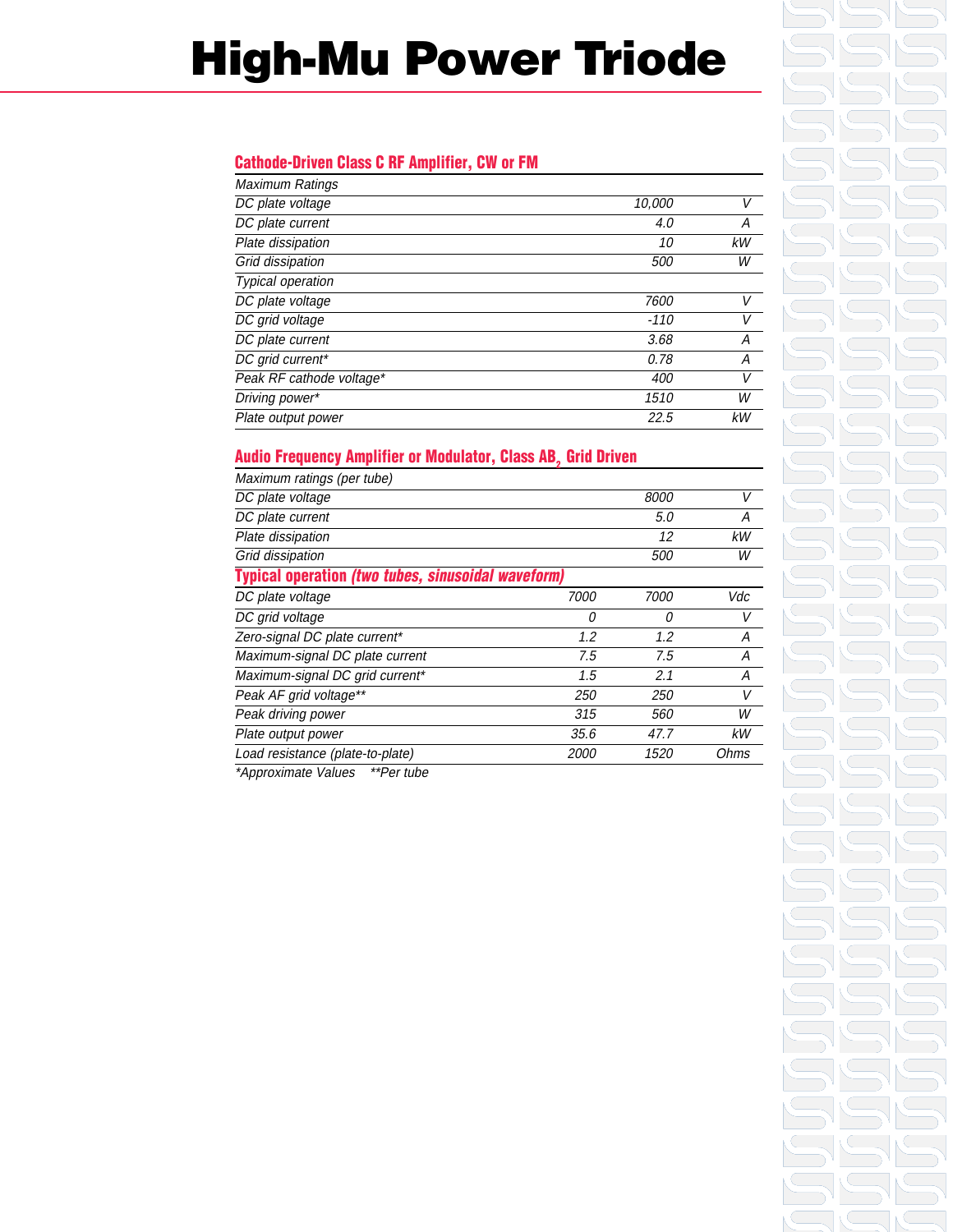# High-Mu Power Triode

## Cathode-Driven Class C RF Amplifier, CW or FM

| Maximum Ratings | | |
|---|---|---|
| DC plate voltage | 10,000 | V |
| DC plate current | 4.0 | A |
| Plate dissipation | 10 | kW |
| Grid dissipation | 500 | W |
| Typical operation | | |
| DC plate voltage | 7600 | V |
| DC grid voltage | -110 | V |
| DC plate current | 3.68 | A |
| DC grid current* | 0.78 | A |
| Peak RF cathode voltage* | 400 | V |
| Driving power* | 1510 | W |
| Plate output power | 22.5 | kW |

## Audio Frequency Amplifier or Modulator, Class $AB_2$ Grid Driven

| Maximum ratings (per tube) | | | |
|---|---|---|---|
| DC plate voltage | | 8000 | V |
| DC plate current | | 5.0 | A |
| Plate dissipation | | 12 | kW |
| Grid dissipation | | 500 | W |
| **Typical operation *(two tubes, sinusoidal waveform)*** | | | |
| DC plate voltage | 7000 | 7000 | Vdc |
| DC grid voltage | 0 | 0 | V |
| Zero-signal DC plate current* | 1.2 | 1.2 | A |
| Maximum-signal DC plate current | 7.5 | 7.5 | A |
| Maximum-signal DC grid current* | 1.5 | 2.1 | A |
| Peak AF grid voltage** | 250 | 250 | V |
| Peak driving power | 315 | 560 | W |
| Plate output power | 35.6 | 47.7 | kW |
| Load resistance (plate-to-plate) | 2000 | 1520 | Ohms |

*Approximate Values **Per tube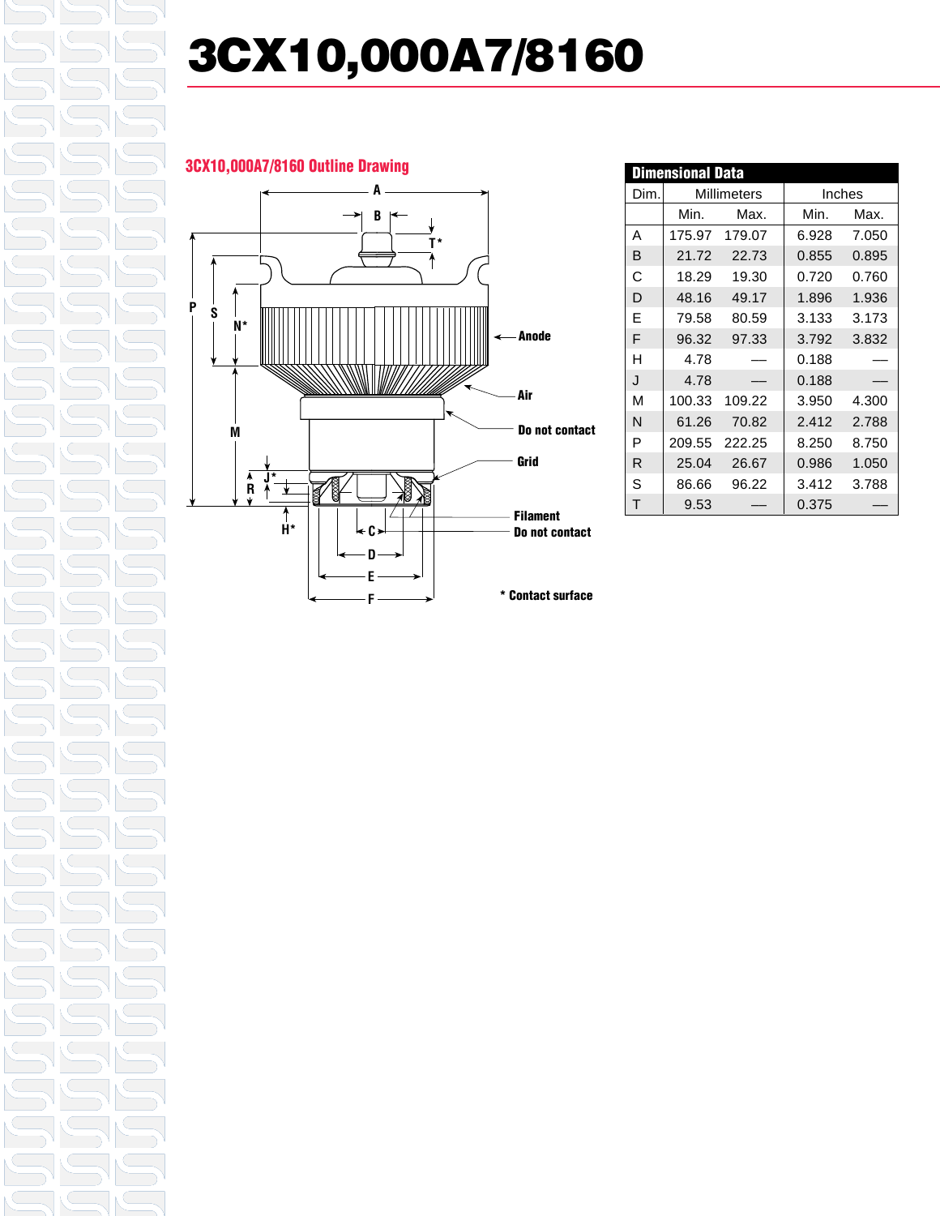# 3CX10,000A7/8160

## 3CX10,000A7/8160 Outline Drawing

| Dimensional Data | | | | |
|---|---|---|---|---|
| Dim. | Millimeters | | Inches | |
| | Min. | Max. | Min. | Max. |
| A | 175.97 | 179.07 | 6.928 | 7.050 |
| B | 21.72 | 22.73 | 0.855 | 0.895 |
| C | 18.29 | 19.30 | 0.720 | 0.760 |
| D | 48.16 | 49.17 | 1.896 | 1.936 |
| E | 79.58 | 80.59 | 3.133 | 3.173 |
| F | 96.32 | 97.33 | 3.792 | 3.832 |
| H | 4.78 | — | 0.188 | — |
| J | 4.78 | — | 0.188 | — |
| M | 100.33 | 109.22 | 3.950 | 4.300 |
| N | 61.26 | 70.82 | 2.412 | 2.788 |
| P | 209.55 | 222.25 | 8.250 | 8.750 |
| R | 25.04 | 26.67 | 0.986 | 1.050 |
| S | 86.66 | 96.22 | 3.412 | 3.788 |
| T | 9.53 | — | 0.375 | — |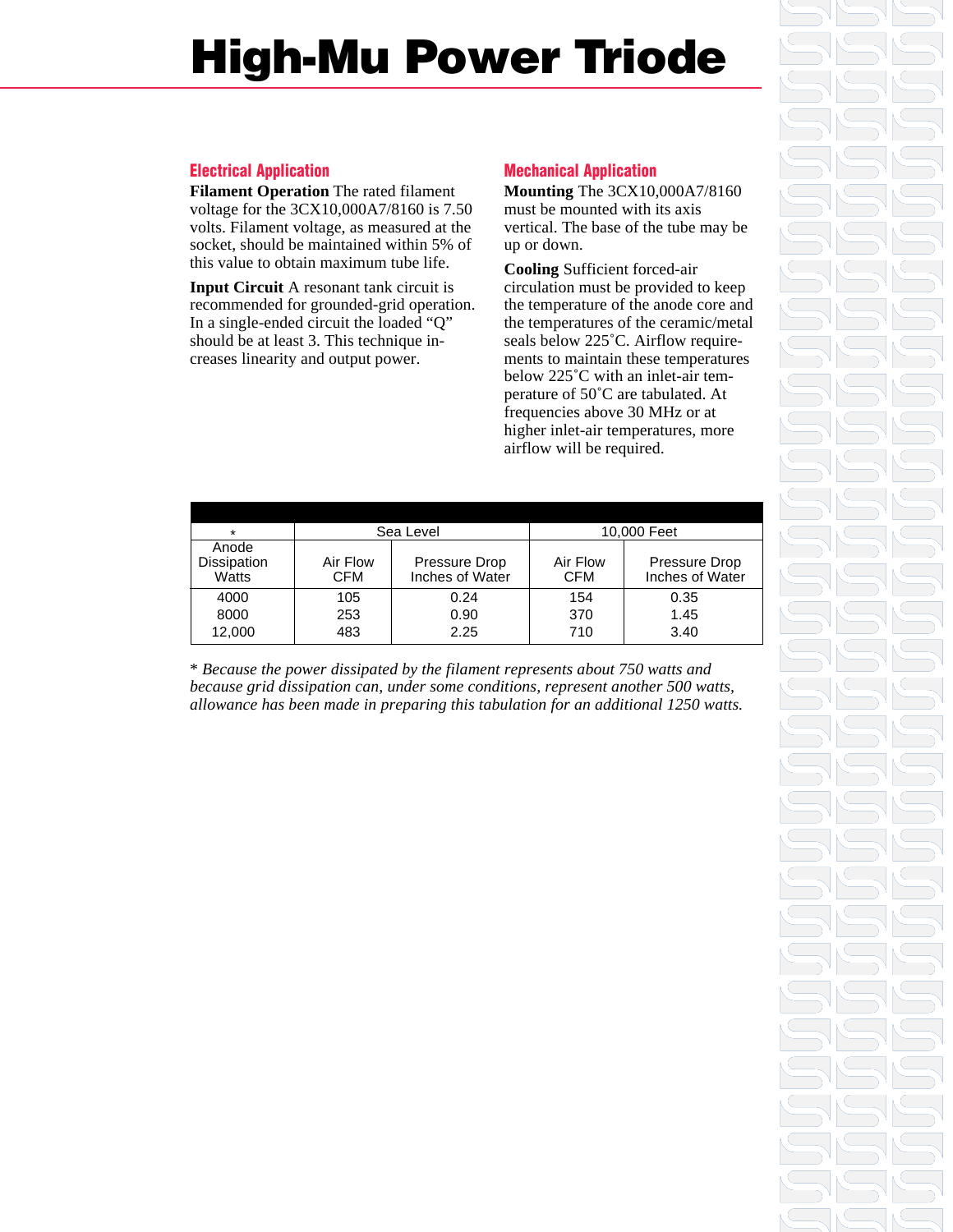# High-Mu Power Triode

## Electrical Application

**Filament Operation** The rated filament voltage for the 3CX10,000A7/8160 is 7.50 volts. Filament voltage, as measured at the socket, should be maintained within 5% of this value to obtain maximum tube life.

**Input Circuit** A resonant tank circuit is recommended for grounded-grid operation. In a single-ended circuit the loaded "Q" should be at least 3. This technique increases linearity and output power.

## Mechanical Application

**Mounting** The 3CX10,000A7/8160 must be mounted with its axis vertical. The base of the tube may be up or down.

**Cooling** Sufficient forced-air circulation must be provided to keep the temperature of the anode core and the temperatures of the ceramic/metal seals below 225˚C. Airflow requirements to maintain these temperatures below 225˚C with an inlet-air temperature of 50˚C are tabulated. At frequencies above 30 MHz or at higher inlet-air temperatures, more airflow will be required.

| * | Sea Level | | 10,000 Feet | |
|---|---|---|---|---|
| Anode Dissipation Watts | Air Flow CFM | Pressure Drop Inches of Water | Air Flow CFM | Pressure Drop Inches of Water |
| 4000 | 105 | 0.24 | 154 | 0.35 |
| 8000 | 253 | 0.90 | 370 | 1.45 |
| 12,000 | 483 | 2.25 | 710 | 3.40 |

* *Because the power dissipated by the filament represents about 750 watts and because grid dissipation can, under some conditions, represent another 500 watts, allowance has been made in preparing this tabulation for an additional 1250 watts.*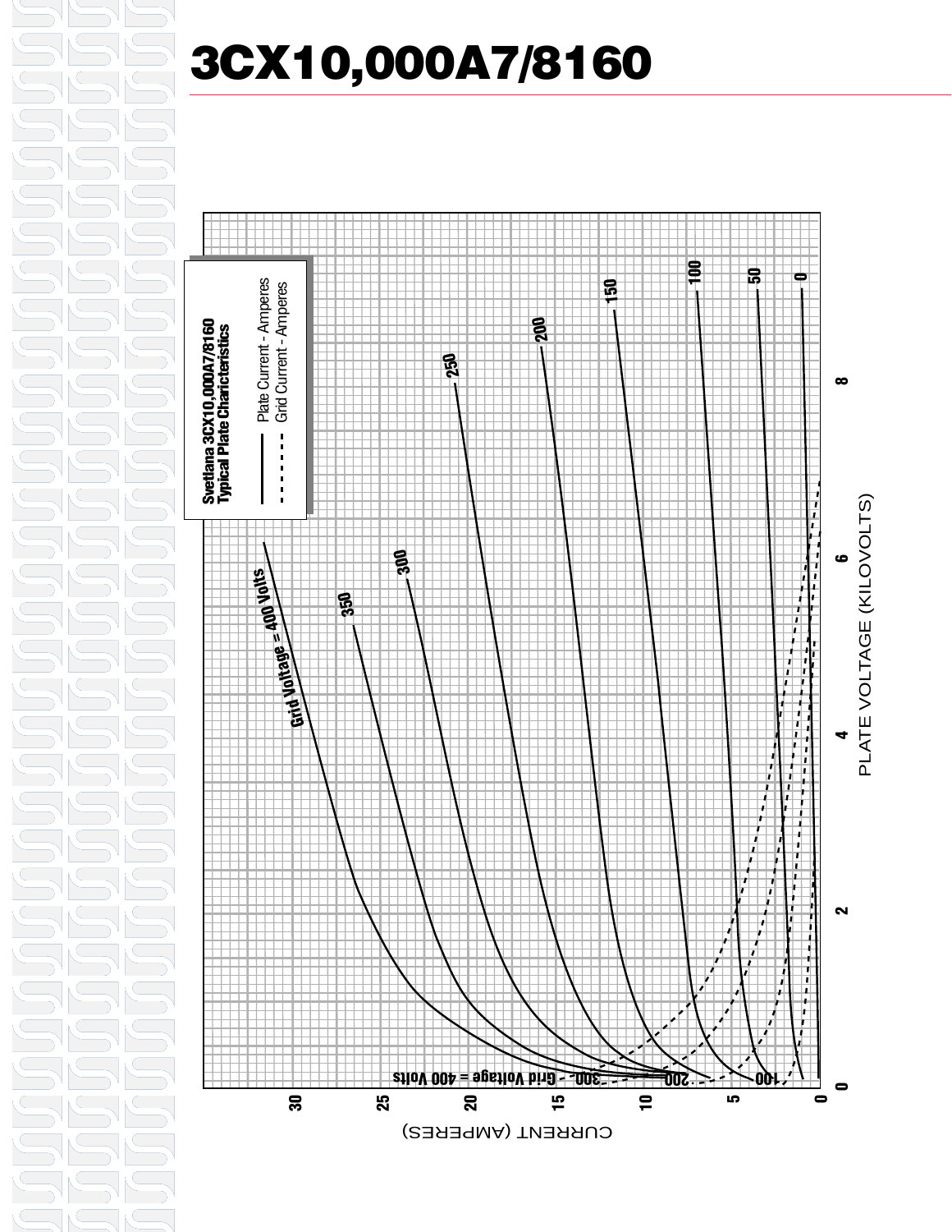# 3CX10,000A7/8160

**Svetlana 3CX10,000A7/8160**
**Typical Plate Charicteristics**

— Plate Current - Amperes
- - - Grid Current - Amperes

Grid Voltage = 400 Volts

350

300

250

200

150

100

50

0

Grid Voltage = 400 Volts

300

200

100

CURRENT (AMPERES)

0 5 10 15 20 25 30

PLATE VOLTAGE (KILOVOLTS)

0 2 4 6 8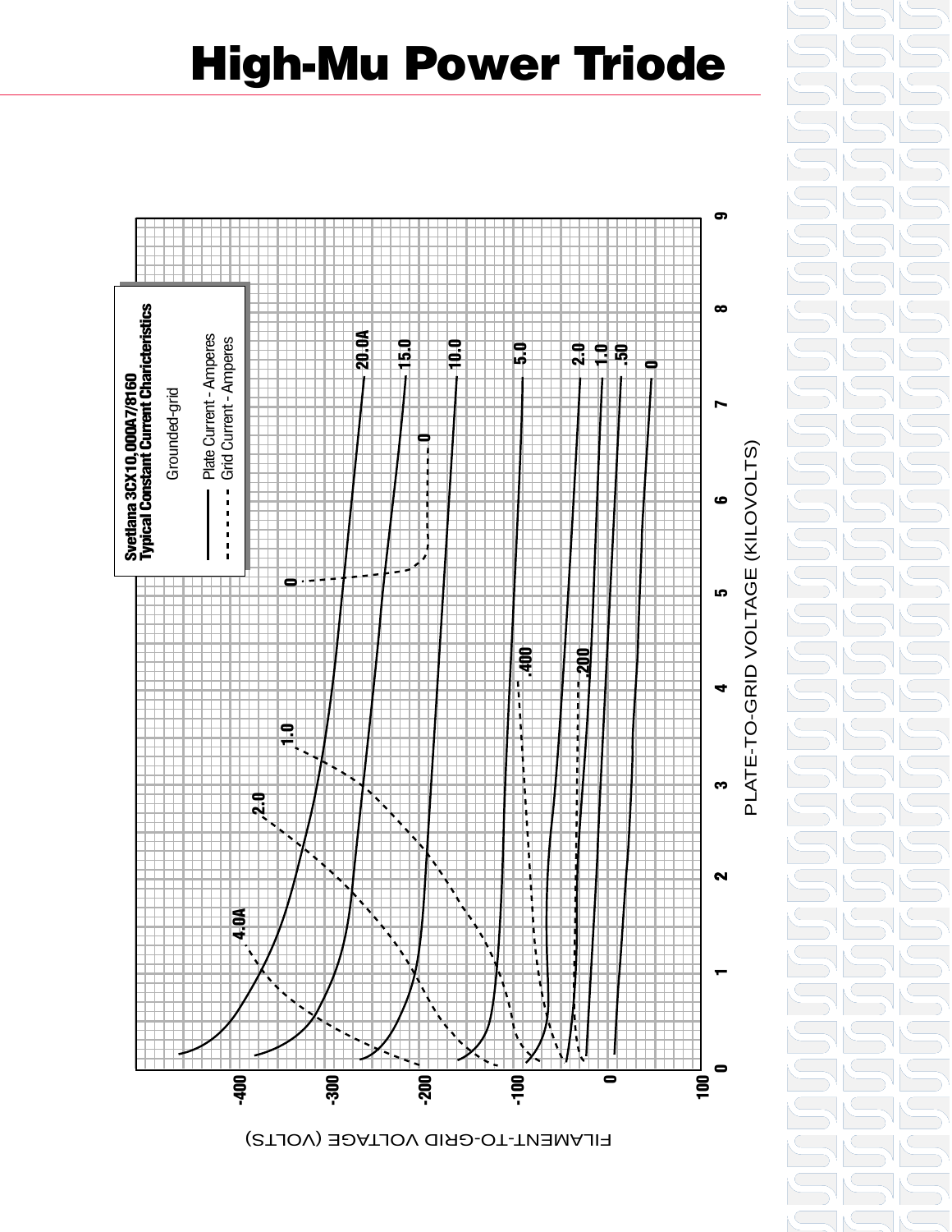# High-Mu Power Triode

Svetlana 3CX10,000A7/8160
Typical Constant Current Charicteristics

Grounded-grid

Plate Current - Amperes
Grid Current - Amperes

20.0A
15.0
10.0
5.0
2.0
1.0
.50
0

4.0A
2.0
1.0
.400
.200
0
0

FILAMENT-TO-GRID VOLTAGE (VOLTS)

-400
-300
-200
-100
0
100

PLATE-TO-GRID VOLTAGE (KILOVOLTS)

0 1 2 3 4 5 6 7 8 9